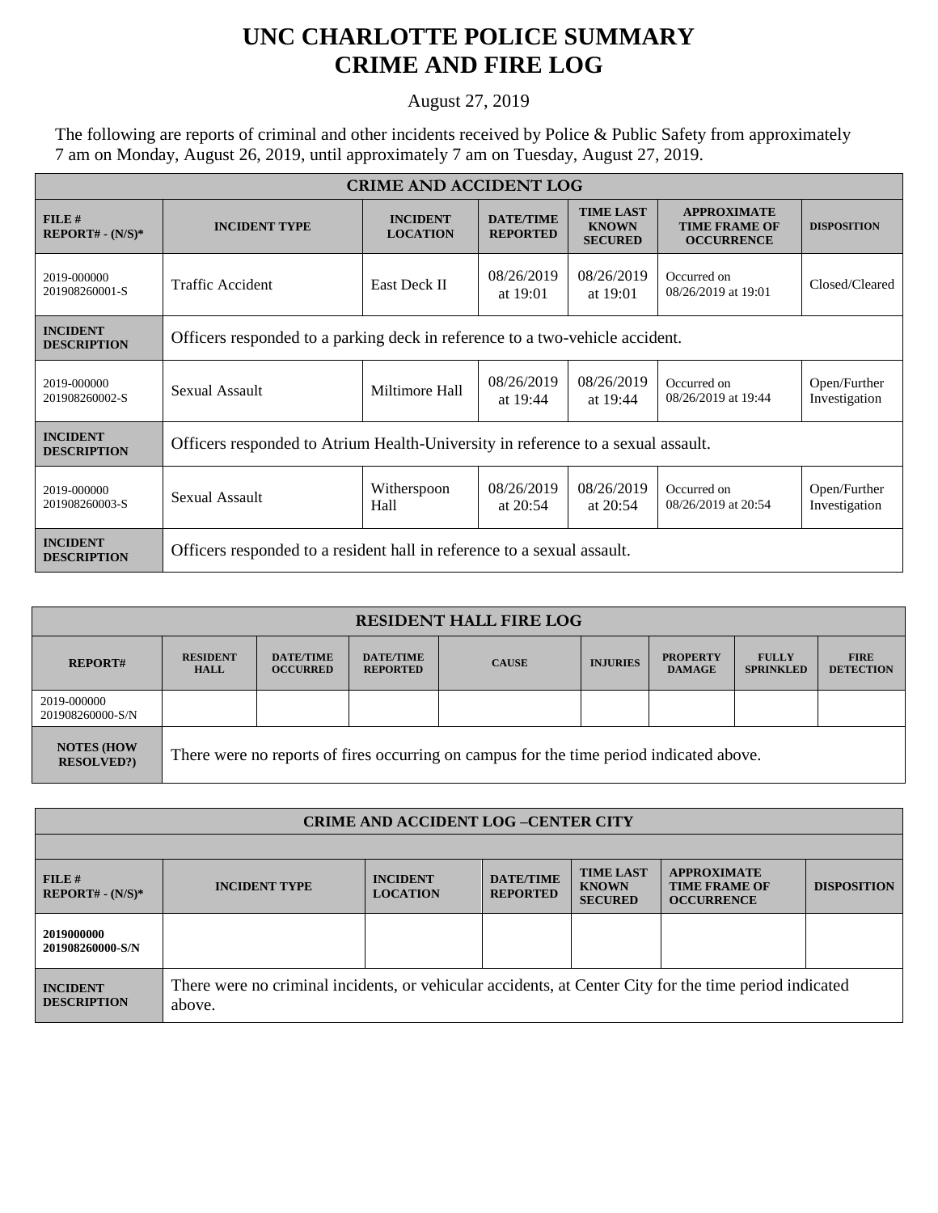# UNC CHARLOTTE POLICE SUMMARY
# CRIME AND FIRE LOG

August 27, 2019

The following are reports of criminal and other incidents received by Police & Public Safety from approximately 7 am on Monday, August 26, 2019, until approximately 7 am on Tuesday, August 27, 2019.

| CRIME AND ACCIDENT LOG | | | | | | |
|---|---|---|---|---|---|---|
| **FILE # REPORT# - (N/S)*** | **INCIDENT TYPE** | **INCIDENT LOCATION** | **DATE/TIME REPORTED** | **TIME LAST KNOWN SECURED** | **APPROXIMATE TIME FRAME OF OCCURRENCE** | **DISPOSITION** |
| 2019-000000 201908260001-S | Traffic Accident | East Deck II | 08/26/2019 at 19:01 | 08/26/2019 at 19:01 | Occurred on 08/26/2019 at 19:01 | Closed/Cleared |
| **INCIDENT DESCRIPTION** | Officers responded to a parking deck in reference to a two-vehicle accident. | | | | | |
| 2019-000000 201908260002-S | Sexual Assault | Miltimore Hall | 08/26/2019 at 19:44 | 08/26/2019 at 19:44 | Occurred on 08/26/2019 at 19:44 | Open/Further Investigation |
| **INCIDENT DESCRIPTION** | Officers responded to Atrium Health-University in reference to a sexual assault. | | | | | |
| 2019-000000 201908260003-S | Sexual Assault | Witherspoon Hall | 08/26/2019 at 20:54 | 08/26/2019 at 20:54 | Occurred on 08/26/2019 at 20:54 | Open/Further Investigation |
| **INCIDENT DESCRIPTION** | Officers responded to a resident hall in reference to a sexual assault. | | | | | |

| RESIDENT HALL FIRE LOG | | | | | | | | |
|---|---|---|---|---|---|---|---|---|
| **REPORT#** | **RESIDENT HALL** | **DATE/TIME OCCURRED** | **DATE/TIME REPORTED** | **CAUSE** | **INJURIES** | **PROPERTY DAMAGE** | **FULLY SPRINKLED** | **FIRE DETECTION** |
| 2019-000000 201908260000-S/N | | | | | | | | |
| **NOTES (HOW RESOLVED?)** | There were no reports of fires occurring on campus for the time period indicated above. | | | | | | | |

| CRIME AND ACCIDENT LOG –CENTER CITY | | | | | | |
|---|---|---|---|---|---|---|
| **FILE # REPORT# - (N/S)*** | **INCIDENT TYPE** | **INCIDENT LOCATION** | **DATE/TIME REPORTED** | **TIME LAST KNOWN SECURED** | **APPROXIMATE TIME FRAME OF OCCURRENCE** | **DISPOSITION** |
| **2019000000 201908260000-S/N** | | | | | | |
| **INCIDENT DESCRIPTION** | There were no criminal incidents, or vehicular accidents, at Center City for the time period indicated above. | | | | | |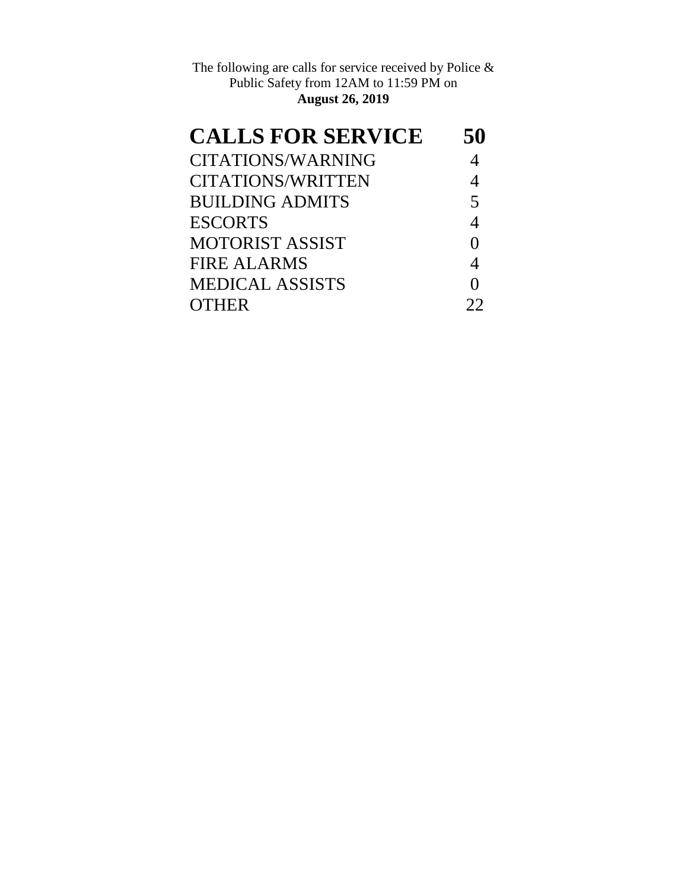The following are calls for service received by Police & Public Safety from 12AM to 11:59 PM on

**August 26, 2019**

| | |
|---|---|
| **CALLS FOR SERVICE** | **50** |
| CITATIONS/WARNING | 4 |
| CITATIONS/WRITTEN | 4 |
| BUILDING ADMITS | 5 |
| ESCORTS | 4 |
| MOTORIST ASSIST | 0 |
| FIRE ALARMS | 4 |
| MEDICAL ASSISTS | 0 |
| OTHER | 22 |